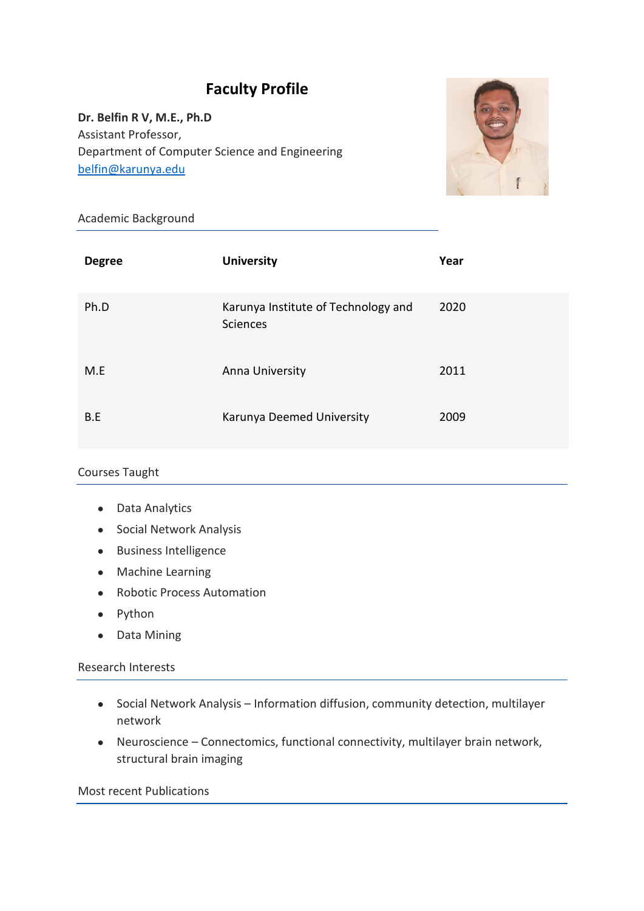# Faculty Profile

**Dr. Belfin R V, M.E., Ph.D**
Assistant Professor,
Department of Computer Science and Engineering
[belfin@karunya.edu](mailto:belfin@karunya.edu)

## Academic Background

| Degree | University | Year |
|---|---|---|
| Ph.D | Karunya Institute of Technology and Sciences | 2020 |
| M.E | Anna University | 2011 |
| B.E | Karunya Deemed University | 2009 |

## Courses Taught

- Data Analytics
- Social Network Analysis
- Business Intelligence
- Machine Learning
- Robotic Process Automation
- Python
- Data Mining

## Research Interests

- Social Network Analysis – Information diffusion, community detection, multilayer network
- Neuroscience – Connectomics, functional connectivity, multilayer brain network, structural brain imaging

## Most recent Publications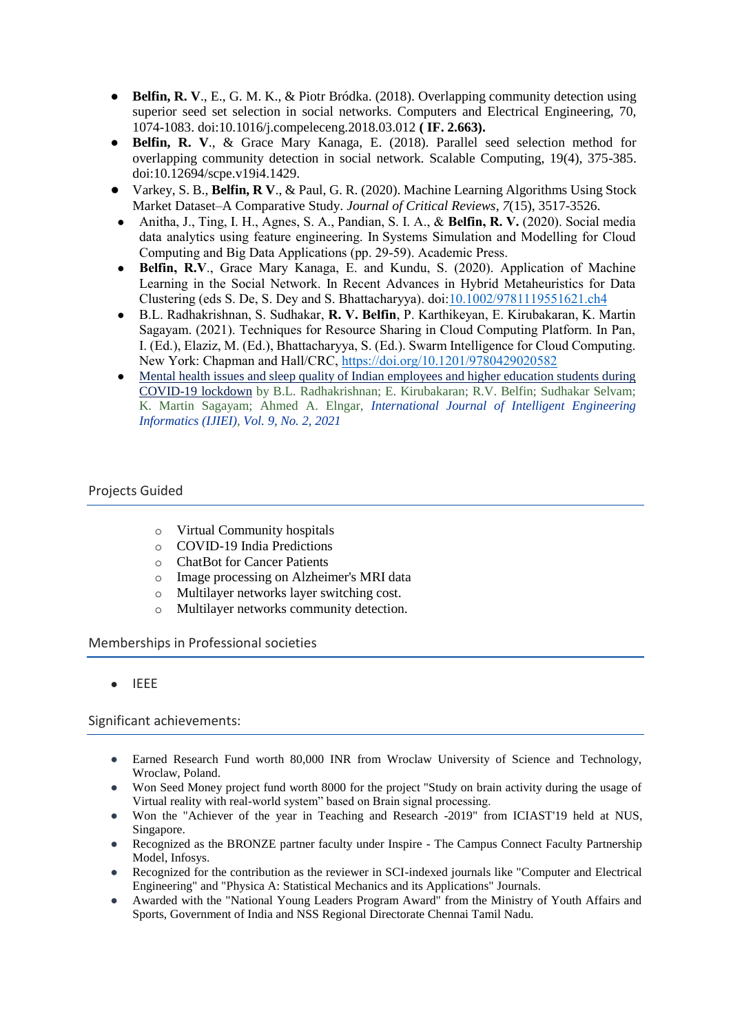- **Belfin, R. V**., E., G. M. K., & Piotr Bródka. (2018). Overlapping community detection using superior seed set selection in social networks. Computers and Electrical Engineering, 70, 1074-1083. doi:10.1016/j.compeleceng.2018.03.012 **( IF. 2.663).**
- **Belfin, R. V**., & Grace Mary Kanaga, E. (2018). Parallel seed selection method for overlapping community detection in social network. Scalable Computing, 19(4), 375-385. doi:10.12694/scpe.v19i4.1429.
- Varkey, S. B., **Belfin, R V**., & Paul, G. R. (2020). Machine Learning Algorithms Using Stock Market Dataset–A Comparative Study. *Journal of Critical Reviews*, *7*(15), 3517-3526.
- Anitha, J., Ting, I. H., Agnes, S. A., Pandian, S. I. A., & **Belfin, R. V.** (2020). Social media data analytics using feature engineering. In Systems Simulation and Modelling for Cloud Computing and Big Data Applications (pp. 29-59). Academic Press.
- **Belfin, R.V**., Grace Mary Kanaga, E. and Kundu, S. (2020). Application of Machine Learning in the Social Network. In Recent Advances in Hybrid Metaheuristics for Data Clustering (eds S. De, S. Dey and S. Bhattacharyya). doi:10.1002/9781119551621.ch4
- B.L. Radhakrishnan, S. Sudhakar, **R. V. Belfin**, P. Karthikeyan, E. Kirubakaran, K. Martin Sagayam. (2021). Techniques for Resource Sharing in Cloud Computing Platform. In Pan, I. (Ed.), Elaziz, M. (Ed.), Bhattacharyya, S. (Ed.). Swarm Intelligence for Cloud Computing. New York: Chapman and Hall/CRC, https://doi.org/10.1201/9780429020582
- Mental health issues and sleep quality of Indian employees and higher education students during COVID-19 lockdown by B.L. Radhakrishnan; E. Kirubakaran; R.V. Belfin; Sudhakar Selvam; K. Martin Sagayam; Ahmed A. Elngar, *International Journal of Intelligent Engineering Informatics (IJIEI), Vol. 9, No. 2, 2021*

## Projects Guided

- Virtual Community hospitals
- COVID-19 India Predictions
- ChatBot for Cancer Patients
- Image processing on Alzheimer's MRI data
- Multilayer networks layer switching cost.
- Multilayer networks community detection.

## Memberships in Professional societies

- IEEE

## Significant achievements:

- Earned Research Fund worth 80,000 INR from Wroclaw University of Science and Technology, Wroclaw, Poland.
- Won Seed Money project fund worth 8000 for the project "Study on brain activity during the usage of Virtual reality with real-world system" based on Brain signal processing.
- Won the "Achiever of the year in Teaching and Research -2019" from ICIAST'19 held at NUS, Singapore.
- Recognized as the BRONZE partner faculty under Inspire - The Campus Connect Faculty Partnership Model, Infosys.
- Recognized for the contribution as the reviewer in SCI-indexed journals like "Computer and Electrical Engineering" and "Physica A: Statistical Mechanics and its Applications" Journals.
- Awarded with the "National Young Leaders Program Award" from the Ministry of Youth Affairs and Sports, Government of India and NSS Regional Directorate Chennai Tamil Nadu.